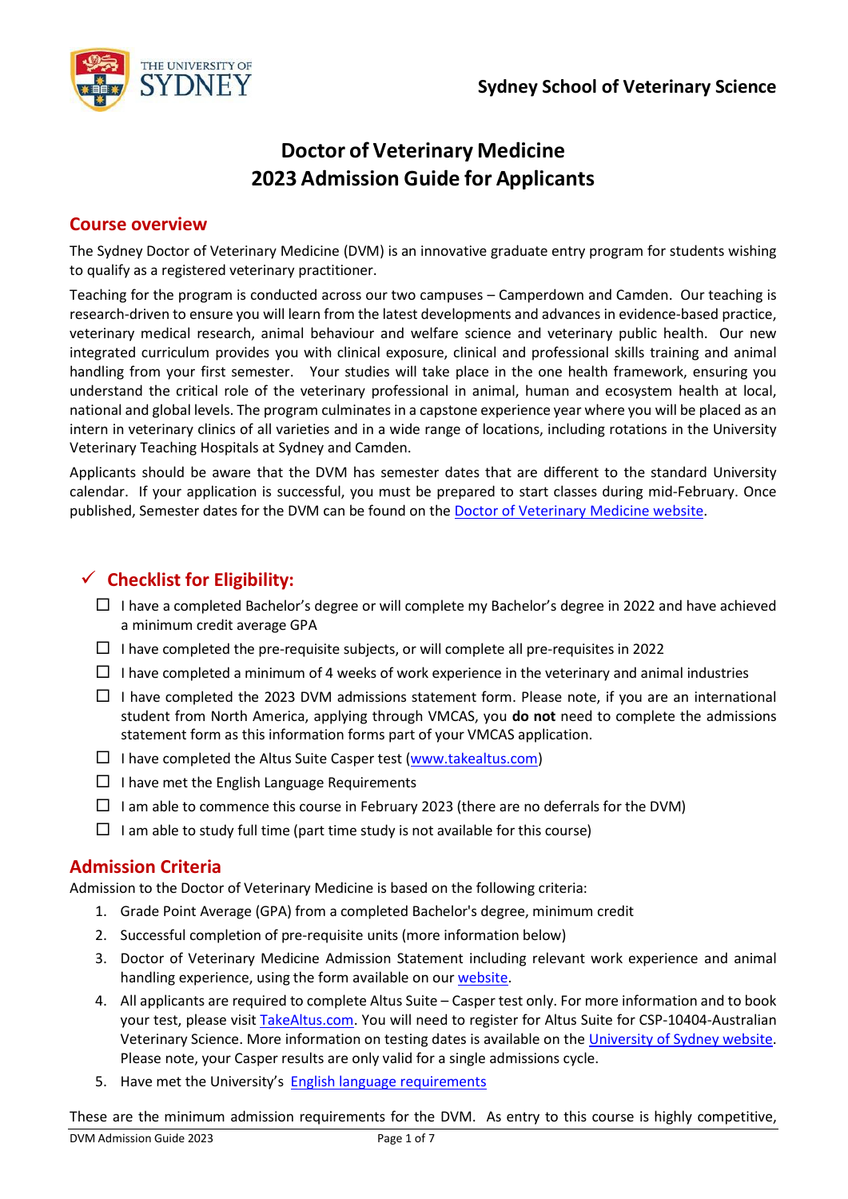Sydney School of Veterinary Science

# Doctor of Veterinary Medicine 2023 Admission Guide for Applicants

## Course overview

The Sydney Doctor of Veterinary Medicine (DVM) is an innovative graduate entry program for students wishing to qualify as a registered veterinary practitioner.

Teaching for the program is conducted across our two campuses – Camperdown and Camden. Our teaching is research-driven to ensure you will learn from the latest developments and advances in evidence-based practice, veterinary medical research, animal behaviour and welfare science and veterinary public health. Our new integrated curriculum provides you with clinical exposure, clinical and professional skills training and animal handling from your first semester. Your studies will take place in the one health framework, ensuring you understand the critical role of the veterinary professional in animal, human and ecosystem health at local, national and global levels. The program culminates in a capstone experience year where you will be placed as an intern in veterinary clinics of all varieties and in a wide range of locations, including rotations in the University Veterinary Teaching Hospitals at Sydney and Camden.

Applicants should be aware that the DVM has semester dates that are different to the standard University calendar. If your application is successful, you must be prepared to start classes during mid-February. Once published, Semester dates for the DVM can be found on the Doctor of Veterinary Medicine website.

## ✓ Checklist for Eligibility:

- ☐ I have a completed Bachelor's degree or will complete my Bachelor's degree in 2022 and have achieved a minimum credit average GPA
- ☐ I have completed the pre-requisite subjects, or will complete all pre-requisites in 2022
- ☐ I have completed a minimum of 4 weeks of work experience in the veterinary and animal industries
- ☐ I have completed the 2023 DVM admissions statement form. Please note, if you are an international student from North America, applying through VMCAS, you **do not** need to complete the admissions statement form as this information forms part of your VMCAS application.
- ☐ I have completed the Altus Suite Casper test (www.takealtus.com)
- ☐ I have met the English Language Requirements
- ☐ I am able to commence this course in February 2023 (there are no deferrals for the DVM)
- ☐ I am able to study full time (part time study is not available for this course)

## Admission Criteria

Admission to the Doctor of Veterinary Medicine is based on the following criteria:

1. Grade Point Average (GPA) from a completed Bachelor's degree, minimum credit
2. Successful completion of pre-requisite units (more information below)
3. Doctor of Veterinary Medicine Admission Statement including relevant work experience and animal handling experience, using the form available on our website.
4. All applicants are required to complete Altus Suite – Casper test only. For more information and to book your test, please visit TakeAltus.com. You will need to register for Altus Suite for CSP-10404-Australian Veterinary Science. More information on testing dates is available on the University of Sydney website. Please note, your Casper results are only valid for a single admissions cycle.
5. Have met the University's English language requirements

These are the minimum admission requirements for the DVM. As entry to this course is highly competitive,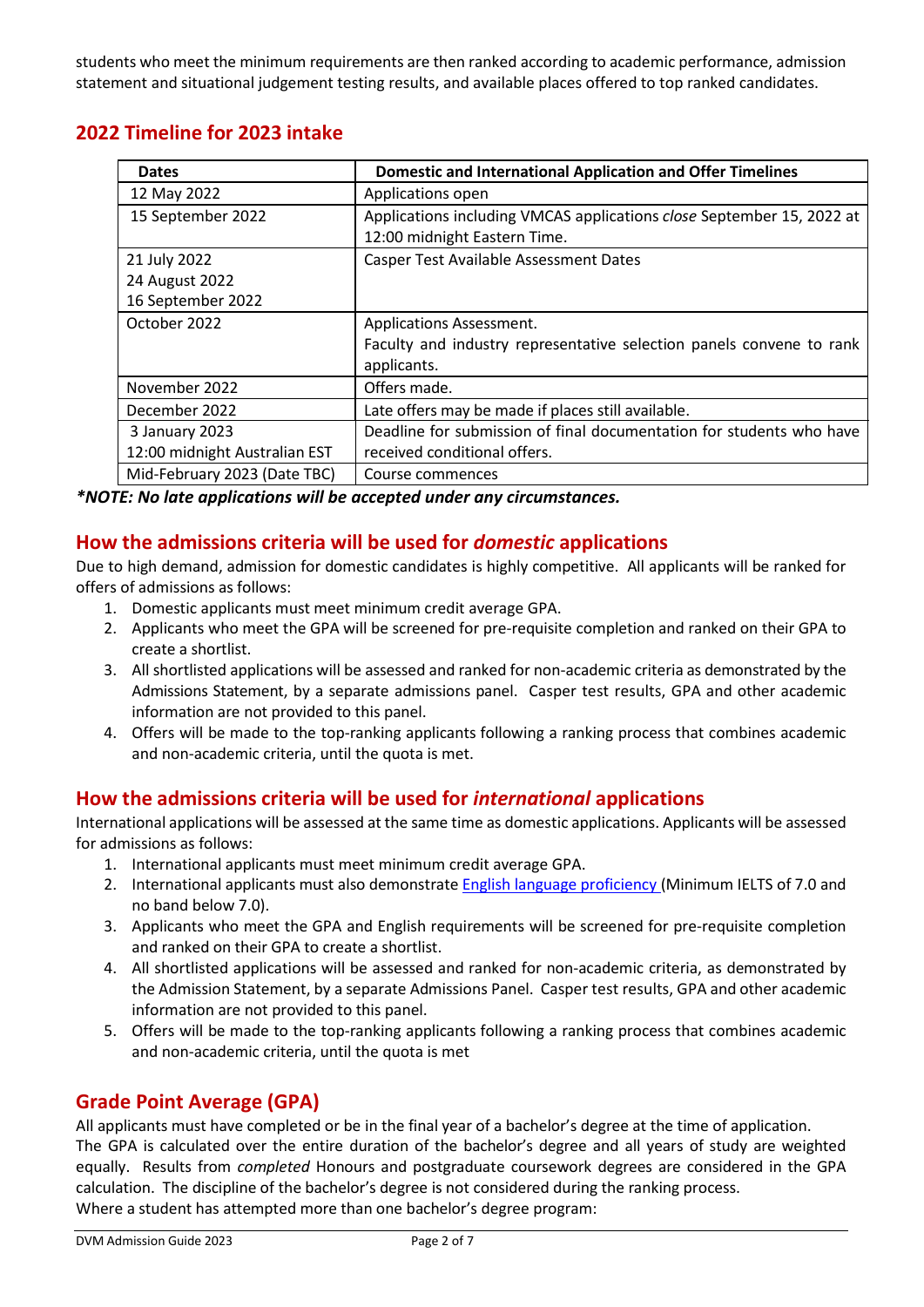students who meet the minimum requirements are then ranked according to academic performance, admission statement and situational judgement testing results, and available places offered to top ranked candidates.

## 2022 Timeline for 2023 intake

| Dates | Domestic and International Application and Offer Timelines |
|---|---|
| 12 May 2022 | Applications open |
| 15 September 2022 | Applications including VMCAS applications *close* September 15, 2022 at 12:00 midnight Eastern Time. |
| 21 July 2022<br>24 August 2022<br>16 September 2022 | Casper Test Available Assessment Dates |
| October 2022 | Applications Assessment.<br>Faculty and industry representative selection panels convene to rank applicants. |
| November 2022 | Offers made. |
| December 2022 | Late offers may be made if places still available. |
| 3 January 2023<br>12:00 midnight Australian EST | Deadline for submission of final documentation for students who have received conditional offers. |
| Mid-February 2023 (Date TBC) | Course commences |

***NOTE: No late applications will be accepted under any circumstances.***

## How the admissions criteria will be used for *domestic* applications

Due to high demand, admission for domestic candidates is highly competitive. All applicants will be ranked for offers of admissions as follows:

1. Domestic applicants must meet minimum credit average GPA.
2. Applicants who meet the GPA will be screened for pre-requisite completion and ranked on their GPA to create a shortlist.
3. All shortlisted applications will be assessed and ranked for non-academic criteria as demonstrated by the Admissions Statement, by a separate admissions panel. Casper test results, GPA and other academic information are not provided to this panel.
4. Offers will be made to the top-ranking applicants following a ranking process that combines academic and non-academic criteria, until the quota is met.

## How the admissions criteria will be used for *international* applications

International applications will be assessed at the same time as domestic applications. Applicants will be assessed for admissions as follows:

1. International applicants must meet minimum credit average GPA.
2. International applicants must also demonstrate English language proficiency (Minimum IELTS of 7.0 and no band below 7.0).
3. Applicants who meet the GPA and English requirements will be screened for pre-requisite completion and ranked on their GPA to create a shortlist.
4. All shortlisted applications will be assessed and ranked for non-academic criteria, as demonstrated by the Admission Statement, by a separate Admissions Panel. Casper test results, GPA and other academic information are not provided to this panel.
5. Offers will be made to the top-ranking applicants following a ranking process that combines academic and non-academic criteria, until the quota is met

## Grade Point Average (GPA)

All applicants must have completed or be in the final year of a bachelor's degree at the time of application.
The GPA is calculated over the entire duration of the bachelor's degree and all years of study are weighted equally. Results from *completed* Honours and postgraduate coursework degrees are considered in the GPA calculation. The discipline of the bachelor's degree is not considered during the ranking process.
Where a student has attempted more than one bachelor's degree program: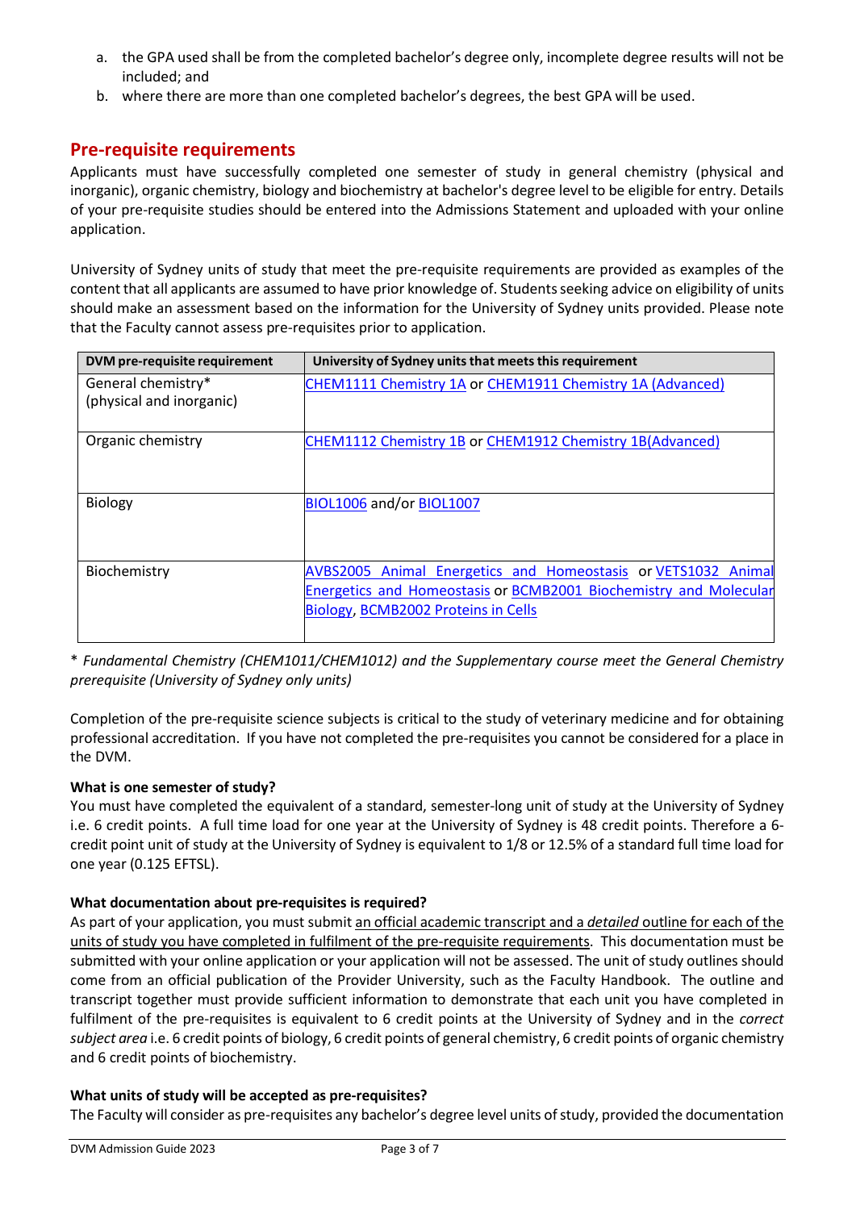a. the GPA used shall be from the completed bachelor's degree only, incomplete degree results will not be included; and
b. where there are more than one completed bachelor's degrees, the best GPA will be used.

## Pre-requisite requirements

Applicants must have successfully completed one semester of study in general chemistry (physical and inorganic), organic chemistry, biology and biochemistry at bachelor's degree level to be eligible for entry. Details of your pre-requisite studies should be entered into the Admissions Statement and uploaded with your online application.

University of Sydney units of study that meet the pre-requisite requirements are provided as examples of the content that all applicants are assumed to have prior knowledge of. Students seeking advice on eligibility of units should make an assessment based on the information for the University of Sydney units provided. Please note that the Faculty cannot assess pre-requisites prior to application.

| DVM pre-requisite requirement | University of Sydney units that meets this requirement |
|---|---|
| General chemistry* (physical and inorganic) | CHEM1111 Chemistry 1A or CHEM1911 Chemistry 1A (Advanced) |
| Organic chemistry | CHEM1112 Chemistry 1B or CHEM1912 Chemistry 1B(Advanced) |
| Biology | BIOL1006 and/or BIOL1007 |
| Biochemistry | AVBS2005 Animal Energetics and Homeostasis or VETS1032 Animal Energetics and Homeostasis or BCMB2001 Biochemistry and Molecular Biology, BCMB2002 Proteins in Cells |

* *Fundamental Chemistry (CHEM1011/CHEM1012) and the Supplementary course meet the General Chemistry prerequisite (University of Sydney only units)*

Completion of the pre-requisite science subjects is critical to the study of veterinary medicine and for obtaining professional accreditation. If you have not completed the pre-requisites you cannot be considered for a place in the DVM.

**What is one semester of study?**

You must have completed the equivalent of a standard, semester-long unit of study at the University of Sydney i.e. 6 credit points. A full time load for one year at the University of Sydney is 48 credit points. Therefore a 6-credit point unit of study at the University of Sydney is equivalent to 1/8 or 12.5% of a standard full time load for one year (0.125 EFTSL).

**What documentation about pre-requisites is required?**

As part of your application, you must submit an official academic transcript and a *detailed* outline for each of the units of study you have completed in fulfilment of the pre-requisite requirements. This documentation must be submitted with your online application or your application will not be assessed. The unit of study outlines should come from an official publication of the Provider University, such as the Faculty Handbook. The outline and transcript together must provide sufficient information to demonstrate that each unit you have completed in fulfilment of the pre-requisites is equivalent to 6 credit points at the University of Sydney and in the *correct subject area* i.e. 6 credit points of biology, 6 credit points of general chemistry, 6 credit points of organic chemistry and 6 credit points of biochemistry.

**What units of study will be accepted as pre-requisites?**

The Faculty will consider as pre-requisites any bachelor's degree level units of study, provided the documentation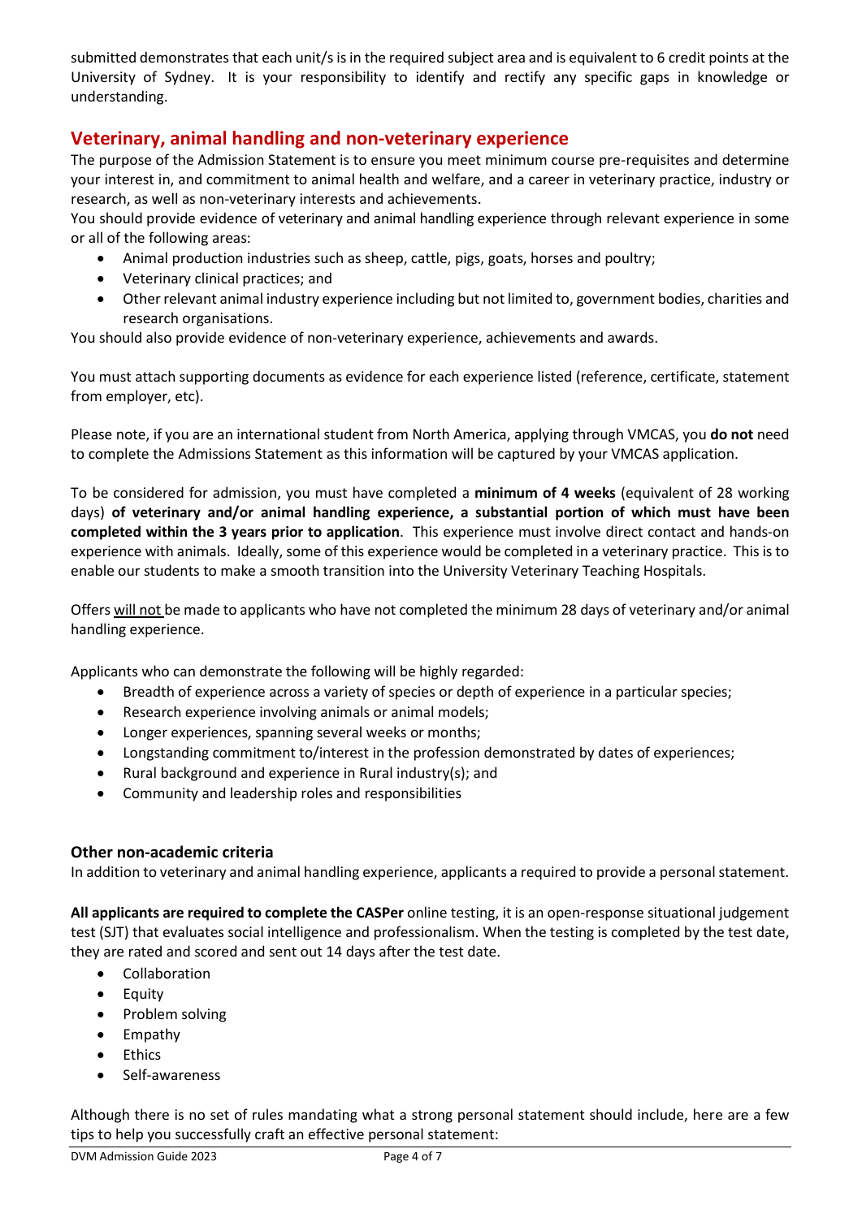submitted demonstrates that each unit/s is in the required subject area and is equivalent to 6 credit points at the University of Sydney. It is your responsibility to identify and rectify any specific gaps in knowledge or understanding.

## Veterinary, animal handling and non-veterinary experience

The purpose of the Admission Statement is to ensure you meet minimum course pre-requisites and determine your interest in, and commitment to animal health and welfare, and a career in veterinary practice, industry or research, as well as non-veterinary interests and achievements.

You should provide evidence of veterinary and animal handling experience through relevant experience in some or all of the following areas:

- Animal production industries such as sheep, cattle, pigs, goats, horses and poultry;
- Veterinary clinical practices; and
- Other relevant animal industry experience including but not limited to, government bodies, charities and research organisations.

You should also provide evidence of non-veterinary experience, achievements and awards.

You must attach supporting documents as evidence for each experience listed (reference, certificate, statement from employer, etc).

Please note, if you are an international student from North America, applying through VMCAS, you **do not** need to complete the Admissions Statement as this information will be captured by your VMCAS application.

To be considered for admission, you must have completed a **minimum of 4 weeks** (equivalent of 28 working days) **of veterinary and/or animal handling experience, a substantial portion of which must have been completed within the 3 years prior to application**. This experience must involve direct contact and hands-on experience with animals. Ideally, some of this experience would be completed in a veterinary practice. This is to enable our students to make a smooth transition into the University Veterinary Teaching Hospitals.

Offers <u>will not</u> be made to applicants who have not completed the minimum 28 days of veterinary and/or animal handling experience.

Applicants who can demonstrate the following will be highly regarded:

- Breadth of experience across a variety of species or depth of experience in a particular species;
- Research experience involving animals or animal models;
- Longer experiences, spanning several weeks or months;
- Longstanding commitment to/interest in the profession demonstrated by dates of experiences;
- Rural background and experience in Rural industry(s); and
- Community and leadership roles and responsibilities

### Other non-academic criteria

In addition to veterinary and animal handling experience, applicants a required to provide a personal statement.

**All applicants are required to complete the CASPer** online testing, it is an open-response situational judgement test (SJT) that evaluates social intelligence and professionalism. When the testing is completed by the test date, they are rated and scored and sent out 14 days after the test date.

- Collaboration
- Equity
- Problem solving
- Empathy
- Ethics
- Self-awareness

Although there is no set of rules mandating what a strong personal statement should include, here are a few tips to help you successfully craft an effective personal statement: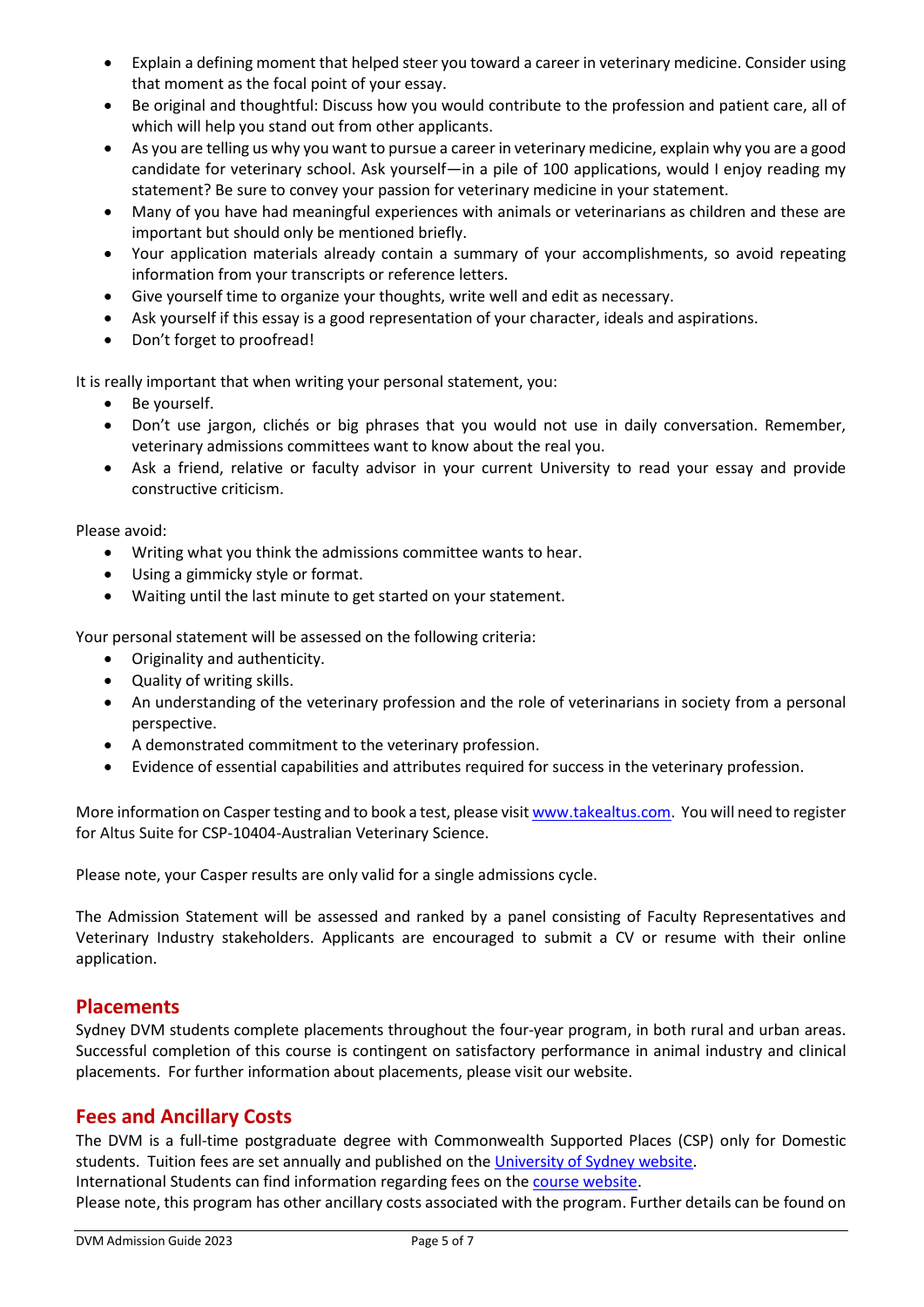- Explain a defining moment that helped steer you toward a career in veterinary medicine. Consider using that moment as the focal point of your essay.
- Be original and thoughtful: Discuss how you would contribute to the profession and patient care, all of which will help you stand out from other applicants.
- As you are telling us why you want to pursue a career in veterinary medicine, explain why you are a good candidate for veterinary school. Ask yourself—in a pile of 100 applications, would I enjoy reading my statement? Be sure to convey your passion for veterinary medicine in your statement.
- Many of you have had meaningful experiences with animals or veterinarians as children and these are important but should only be mentioned briefly.
- Your application materials already contain a summary of your accomplishments, so avoid repeating information from your transcripts or reference letters.
- Give yourself time to organize your thoughts, write well and edit as necessary.
- Ask yourself if this essay is a good representation of your character, ideals and aspirations.
- Don't forget to proofread!

It is really important that when writing your personal statement, you:

- Be yourself.
- Don't use jargon, clichés or big phrases that you would not use in daily conversation. Remember, veterinary admissions committees want to know about the real you.
- Ask a friend, relative or faculty advisor in your current University to read your essay and provide constructive criticism.

Please avoid:

- Writing what you think the admissions committee wants to hear.
- Using a gimmicky style or format.
- Waiting until the last minute to get started on your statement.

Your personal statement will be assessed on the following criteria:

- Originality and authenticity.
- Quality of writing skills.
- An understanding of the veterinary profession and the role of veterinarians in society from a personal perspective.
- A demonstrated commitment to the veterinary profession.
- Evidence of essential capabilities and attributes required for success in the veterinary profession.

More information on Casper testing and to book a test, please visit [www.takealtus.com](www.takealtus.com). You will need to register for Altus Suite for CSP-10404-Australian Veterinary Science.

Please note, your Casper results are only valid for a single admissions cycle.

The Admission Statement will be assessed and ranked by a panel consisting of Faculty Representatives and Veterinary Industry stakeholders. Applicants are encouraged to submit a CV or resume with their online application.

## Placements

Sydney DVM students complete placements throughout the four-year program, in both rural and urban areas. Successful completion of this course is contingent on satisfactory performance in animal industry and clinical placements. For further information about placements, please visit our website.

## Fees and Ancillary Costs

The DVM is a full-time postgraduate degree with Commonwealth Supported Places (CSP) only for Domestic students. Tuition fees are set annually and published on the University of Sydney website.
International Students can find information regarding fees on the course website.
Please note, this program has other ancillary costs associated with the program. Further details can be found on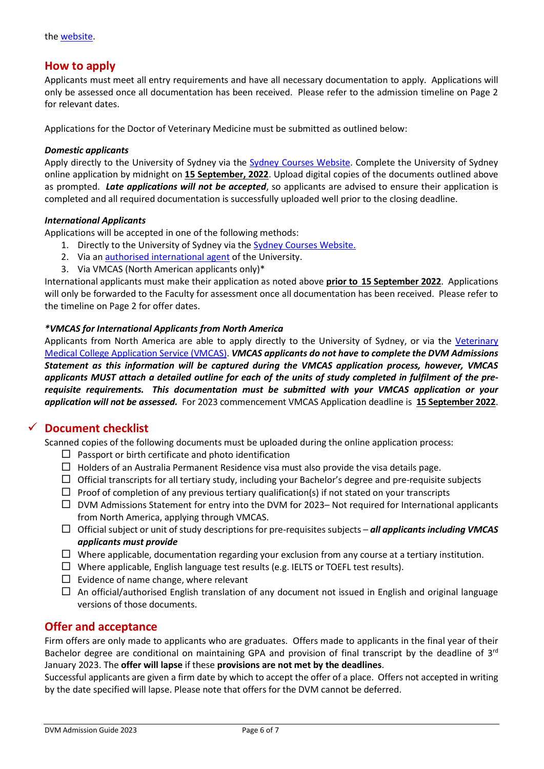the [website](#).

## How to apply

Applicants must meet all entry requirements and have all necessary documentation to apply. Applications will only be assessed once all documentation has been received. Please refer to the admission timeline on Page 2 for relevant dates.

Applications for the Doctor of Veterinary Medicine must be submitted as outlined below:

***Domestic applicants***

Apply directly to the University of Sydney via the [Sydney Courses Website](#). Complete the University of Sydney online application by midnight on **15 September, 2022**. Upload digital copies of the documents outlined above as prompted. ***Late applications will not be accepted***, so applicants are advised to ensure their application is completed and all required documentation is successfully uploaded well prior to the closing deadline.

***International Applicants***

Applications will be accepted in one of the following methods:

1. Directly to the University of Sydney via the [Sydney Courses Website.](#)
2. Via an [authorised international agent](#) of the University.
3. Via VMCAS (North American applicants only)*

International applicants must make their application as noted above **prior to 15 September 2022**. Applications will only be forwarded to the Faculty for assessment once all documentation has been received. Please refer to the timeline on Page 2 for offer dates.

***\*VMCAS for International Applicants from North America***

Applicants from North America are able to apply directly to the University of Sydney, or via the [Veterinary Medical College Application Service (VMCAS)](#). ***VMCAS applicants do not have to complete the DVM Admissions Statement as this information will be captured during the VMCAS application process, however, VMCAS applicants MUST attach a detailed outline for each of the units of study completed in fulfilment of the pre-requisite requirements. This documentation must be submitted with your VMCAS application or your application will not be assessed.*** For 2023 commencement VMCAS Application deadline is **15 September 2022**.

## ✓ Document checklist

Scanned copies of the following documents must be uploaded during the online application process:

- ☐ Passport or birth certificate and photo identification
- ☐ Holders of an Australia Permanent Residence visa must also provide the visa details page.
- ☐ Official transcripts for all tertiary study, including your Bachelor's degree and pre-requisite subjects
- ☐ Proof of completion of any previous tertiary qualification(s) if not stated on your transcripts
- ☐ DVM Admissions Statement for entry into the DVM for 2023– Not required for International applicants from North America, applying through VMCAS.
- ☐ Official subject or unit of study descriptions for pre-requisites subjects – ***all applicants including VMCAS applicants must provide***
- ☐ Where applicable, documentation regarding your exclusion from any course at a tertiary institution.
- ☐ Where applicable, English language test results (e.g. IELTS or TOEFL test results).
- ☐ Evidence of name change, where relevant
- ☐ An official/authorised English translation of any document not issued in English and original language versions of those documents.

## Offer and acceptance

Firm offers are only made to applicants who are graduates. Offers made to applicants in the final year of their Bachelor degree are conditional on maintaining GPA and provision of final transcript by the deadline of 3rd January 2023. The **offer will lapse** if these **provisions are not met by the deadlines**.

Successful applicants are given a firm date by which to accept the offer of a place. Offers not accepted in writing by the date specified will lapse. Please note that offers for the DVM cannot be deferred.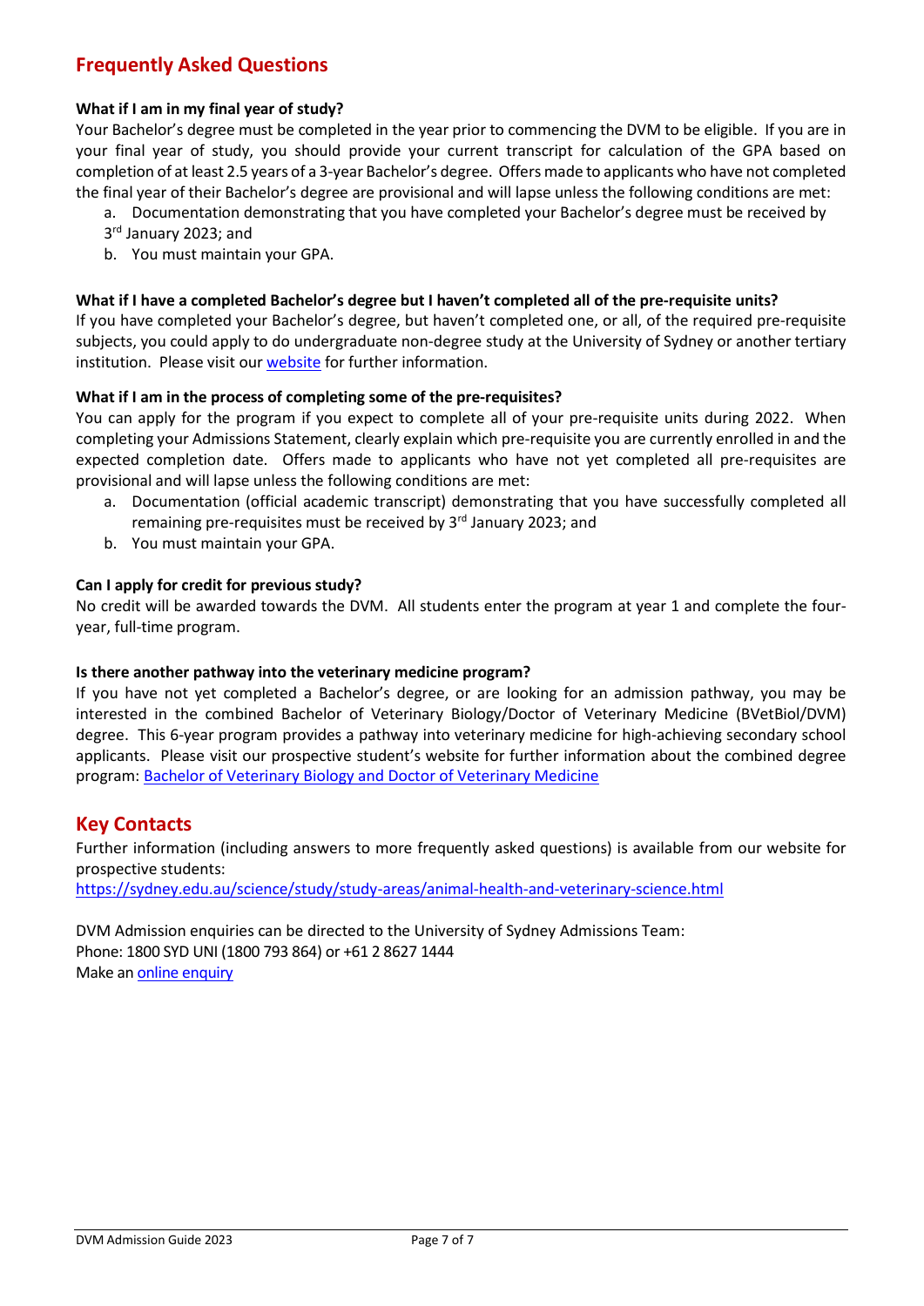## Frequently Asked Questions

**What if I am in my final year of study?**

Your Bachelor's degree must be completed in the year prior to commencing the DVM to be eligible. If you are in your final year of study, you should provide your current transcript for calculation of the GPA based on completion of at least 2.5 years of a 3-year Bachelor's degree. Offers made to applicants who have not completed the final year of their Bachelor's degree are provisional and will lapse unless the following conditions are met:

a. Documentation demonstrating that you have completed your Bachelor's degree must be received by 3rd January 2023; and
b. You must maintain your GPA.

**What if I have a completed Bachelor's degree but I haven't completed all of the pre-requisite units?**

If you have completed your Bachelor's degree, but haven't completed one, or all, of the required pre-requisite subjects, you could apply to do undergraduate non-degree study at the University of Sydney or another tertiary institution. Please visit our [website](#) for further information.

**What if I am in the process of completing some of the pre-requisites?**

You can apply for the program if you expect to complete all of your pre-requisite units during 2022. When completing your Admissions Statement, clearly explain which pre-requisite you are currently enrolled in and the expected completion date. Offers made to applicants who have not yet completed all pre-requisites are provisional and will lapse unless the following conditions are met:

a. Documentation (official academic transcript) demonstrating that you have successfully completed all remaining pre-requisites must be received by 3rd January 2023; and
b. You must maintain your GPA.

**Can I apply for credit for previous study?**

No credit will be awarded towards the DVM. All students enter the program at year 1 and complete the four-year, full-time program.

**Is there another pathway into the veterinary medicine program?**

If you have not yet completed a Bachelor's degree, or are looking for an admission pathway, you may be interested in the combined Bachelor of Veterinary Biology/Doctor of Veterinary Medicine (BVetBiol/DVM) degree. This 6-year program provides a pathway into veterinary medicine for high-achieving secondary school applicants. Please visit our prospective student's website for further information about the combined degree program: [Bachelor of Veterinary Biology and Doctor of Veterinary Medicine](#)

## Key Contacts

Further information (including answers to more frequently asked questions) is available from our website for prospective students:
https://sydney.edu.au/science/study/study-areas/animal-health-and-veterinary-science.html

DVM Admission enquiries can be directed to the University of Sydney Admissions Team:
Phone: 1800 SYD UNI (1800 793 864) or +61 2 8627 1444
Make an [online enquiry](#)